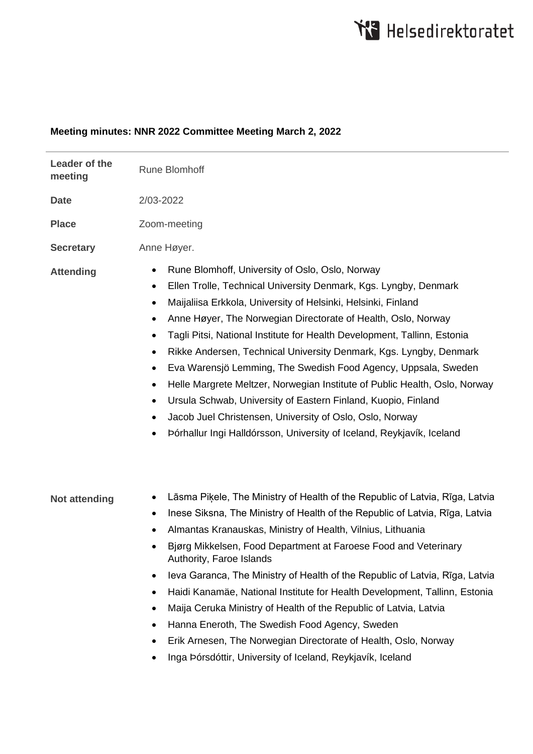**Meeting minutes: NNR 2022 Committee Meeting March 2, 2022**

| | |
|---|---|
| **Leader of the meeting** | Rune Blomhoff |
| **Date** | 2/03-2022 |
| **Place** | Zoom-meeting |
| **Secretary** | Anne Høyer. |

**Attending**

- Rune Blomhoff, University of Oslo, Oslo, Norway
- Ellen Trolle, Technical University Denmark, Kgs. Lyngby, Denmark
- Maijaliisa Erkkola, University of Helsinki, Helsinki, Finland
- Anne Høyer, The Norwegian Directorate of Health, Oslo, Norway
- Tagli Pitsi, National Institute for Health Development, Tallinn, Estonia
- Rikke Andersen, Technical University Denmark, Kgs. Lyngby, Denmark
- Eva Warensjö Lemming, The Swedish Food Agency, Uppsala, Sweden
- Helle Margrete Meltzer, Norwegian Institute of Public Health, Oslo, Norway
- Ursula Schwab, University of Eastern Finland, Kuopio, Finland
- Jacob Juel Christensen, University of Oslo, Oslo, Norway
- Þórhallur Ingi Halldórsson, University of Iceland, Reykjavík, Iceland

**Not attending**

- Lāsma Piķele, The Ministry of Health of the Republic of Latvia, Rīga, Latvia
- Inese Siksna, The Ministry of Health of the Republic of Latvia, Rīga, Latvia
- Almantas Kranauskas, Ministry of Health, Vilnius, Lithuania
- Bjørg Mikkelsen, Food Department at Faroese Food and Veterinary Authority, Faroe Islands
- Ieva Garanca, The Ministry of Health of the Republic of Latvia, Rīga, Latvia
- Haidi Kanamäe, National Institute for Health Development, Tallinn, Estonia
- Maija Ceruka Ministry of Health of the Republic of Latvia, Latvia
- Hanna Eneroth, The Swedish Food Agency, Sweden
- Erik Arnesen, The Norwegian Directorate of Health, Oslo, Norway
- Inga Þórsdóttir, University of Iceland, Reykjavík, Iceland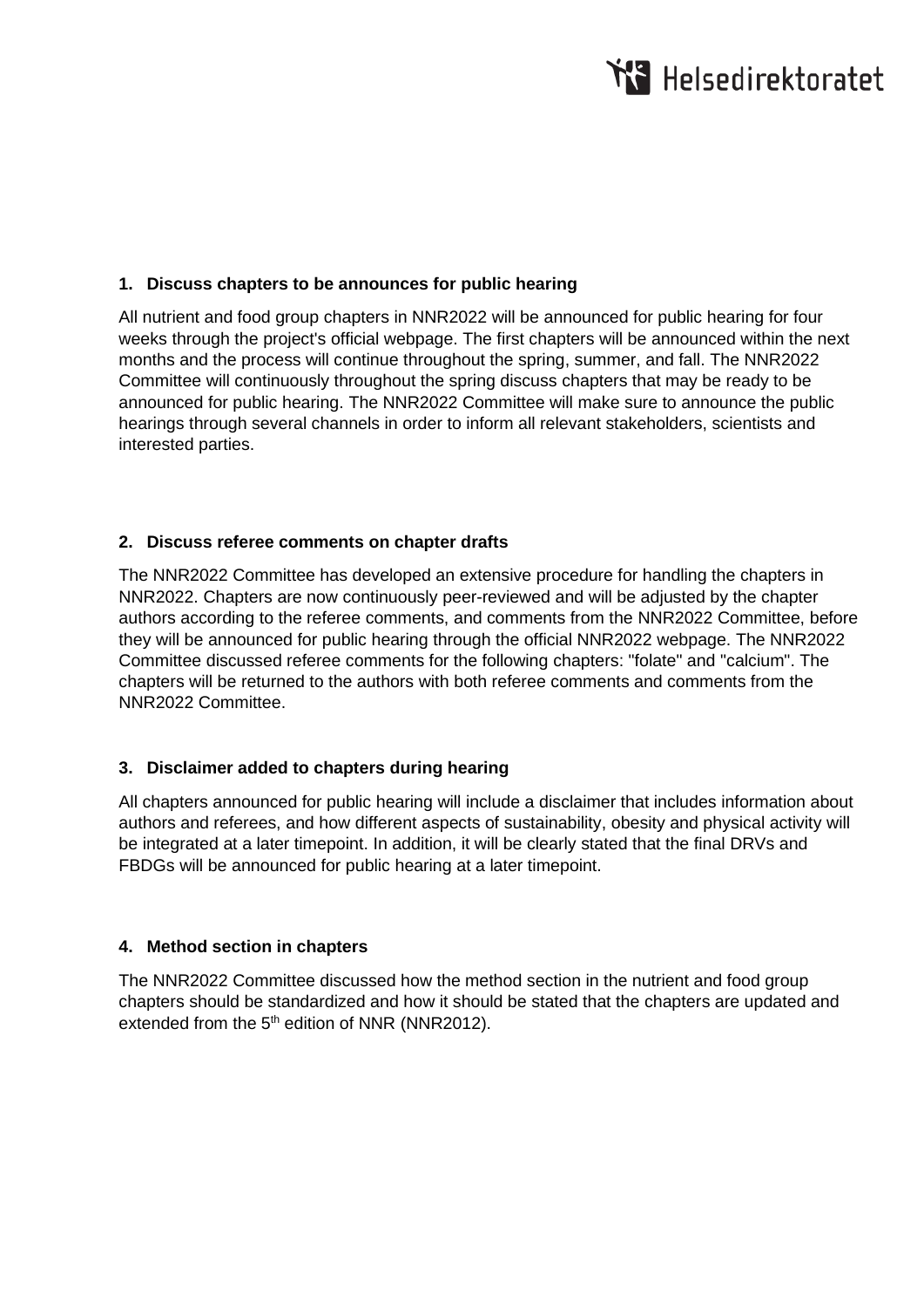## 1. Discuss chapters to be announces for public hearing

All nutrient and food group chapters in NNR2022 will be announced for public hearing for four weeks through the project's official webpage. The first chapters will be announced within the next months and the process will continue throughout the spring, summer, and fall. The NNR2022 Committee will continuously throughout the spring discuss chapters that may be ready to be announced for public hearing. The NNR2022 Committee will make sure to announce the public hearings through several channels in order to inform all relevant stakeholders, scientists and interested parties.

## 2. Discuss referee comments on chapter drafts

The NNR2022 Committee has developed an extensive procedure for handling the chapters in NNR2022. Chapters are now continuously peer-reviewed and will be adjusted by the chapter authors according to the referee comments, and comments from the NNR2022 Committee, before they will be announced for public hearing through the official NNR2022 webpage. The NNR2022 Committee discussed referee comments for the following chapters: "folate" and "calcium". The chapters will be returned to the authors with both referee comments and comments from the NNR2022 Committee.

## 3. Disclaimer added to chapters during hearing

All chapters announced for public hearing will include a disclaimer that includes information about authors and referees, and how different aspects of sustainability, obesity and physical activity will be integrated at a later timepoint. In addition, it will be clearly stated that the final DRVs and FBDGs will be announced for public hearing at a later timepoint.

## 4. Method section in chapters

The NNR2022 Committee discussed how the method section in the nutrient and food group chapters should be standardized and how it should be stated that the chapters are updated and extended from the 5th edition of NNR (NNR2012).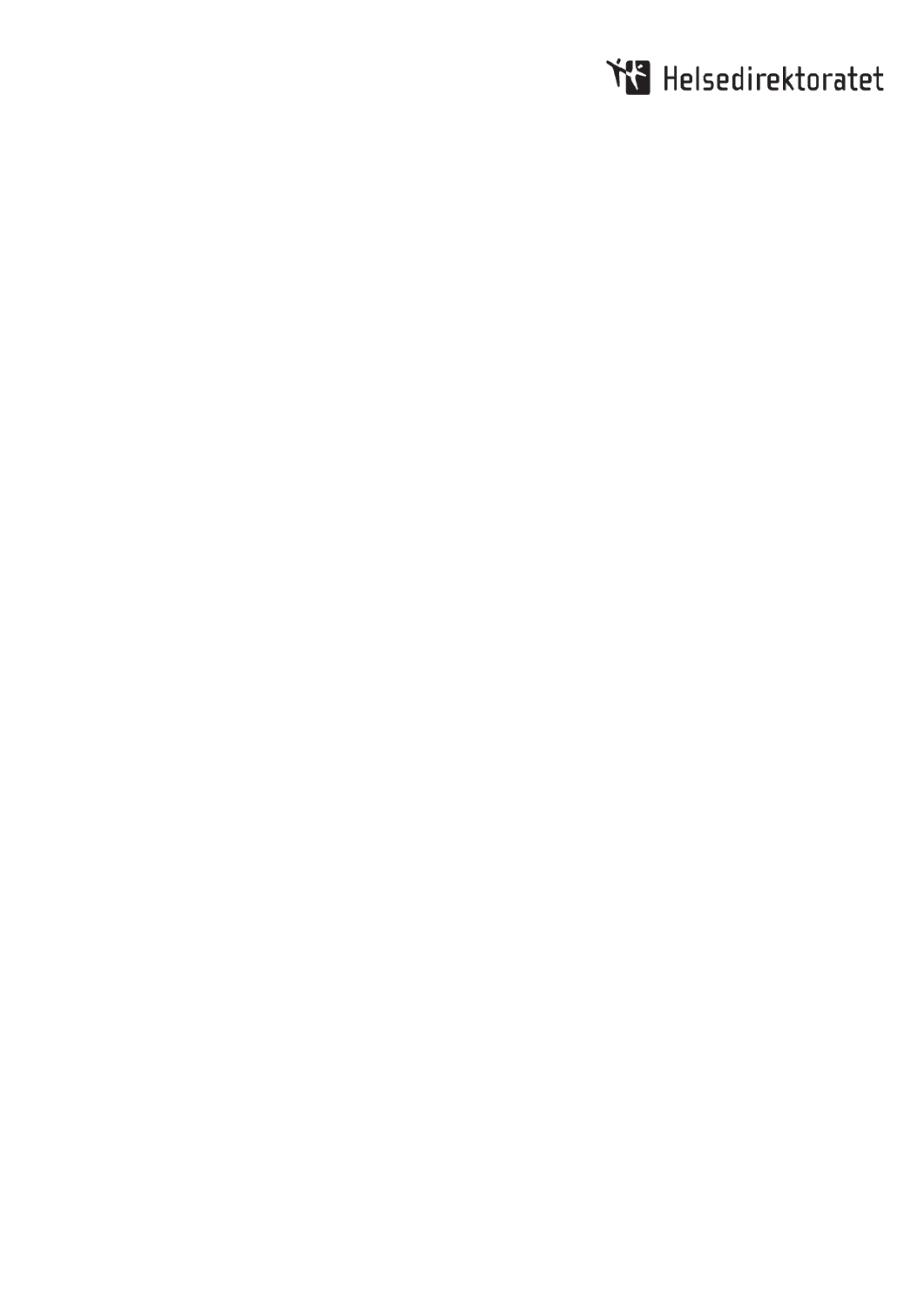Helsedirektoratet